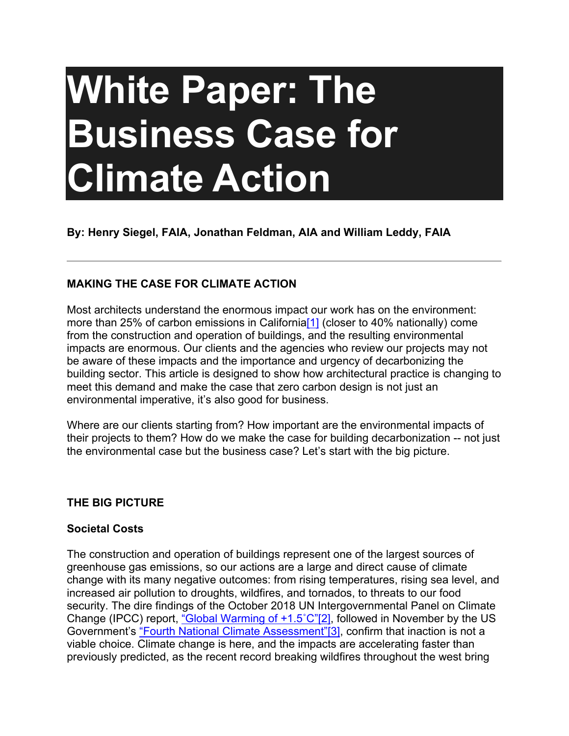# White Paper: The Business Case for Climate Action

**By: Henry Siegel, FAIA, Jonathan Feldman, AIA and William Leddy, FAIA**

---

**MAKING THE CASE FOR CLIMATE ACTION**

Most architects understand the enormous impact our work has on the environment: more than 25% of carbon emissions in California[1] (closer to 40% nationally) come from the construction and operation of buildings, and the resulting environmental impacts are enormous. Our clients and the agencies who review our projects may not be aware of these impacts and the importance and urgency of decarbonizing the building sector. This article is designed to show how architectural practice is changing to meet this demand and make the case that zero carbon design is not just an environmental imperative, it's also good for business.

Where are our clients starting from? How important are the environmental impacts of their projects to them? How do we make the case for building decarbonization -- not just the environmental case but the business case? Let's start with the big picture.

**THE BIG PICTURE**

**Societal Costs**

The construction and operation of buildings represent one of the largest sources of greenhouse gas emissions, so our actions are a large and direct cause of climate change with its many negative outcomes: from rising temperatures, rising sea level, and increased air pollution to droughts, wildfires, and tornados, to threats to our food security. The dire findings of the October 2018 UN Intergovernmental Panel on Climate Change (IPCC) report, "Global Warming of +1.5˚C"[2], followed in November by the US Government's "Fourth National Climate Assessment"[3], confirm that inaction is not a viable choice. Climate change is here, and the impacts are accelerating faster than previously predicted, as the recent record breaking wildfires throughout the west bring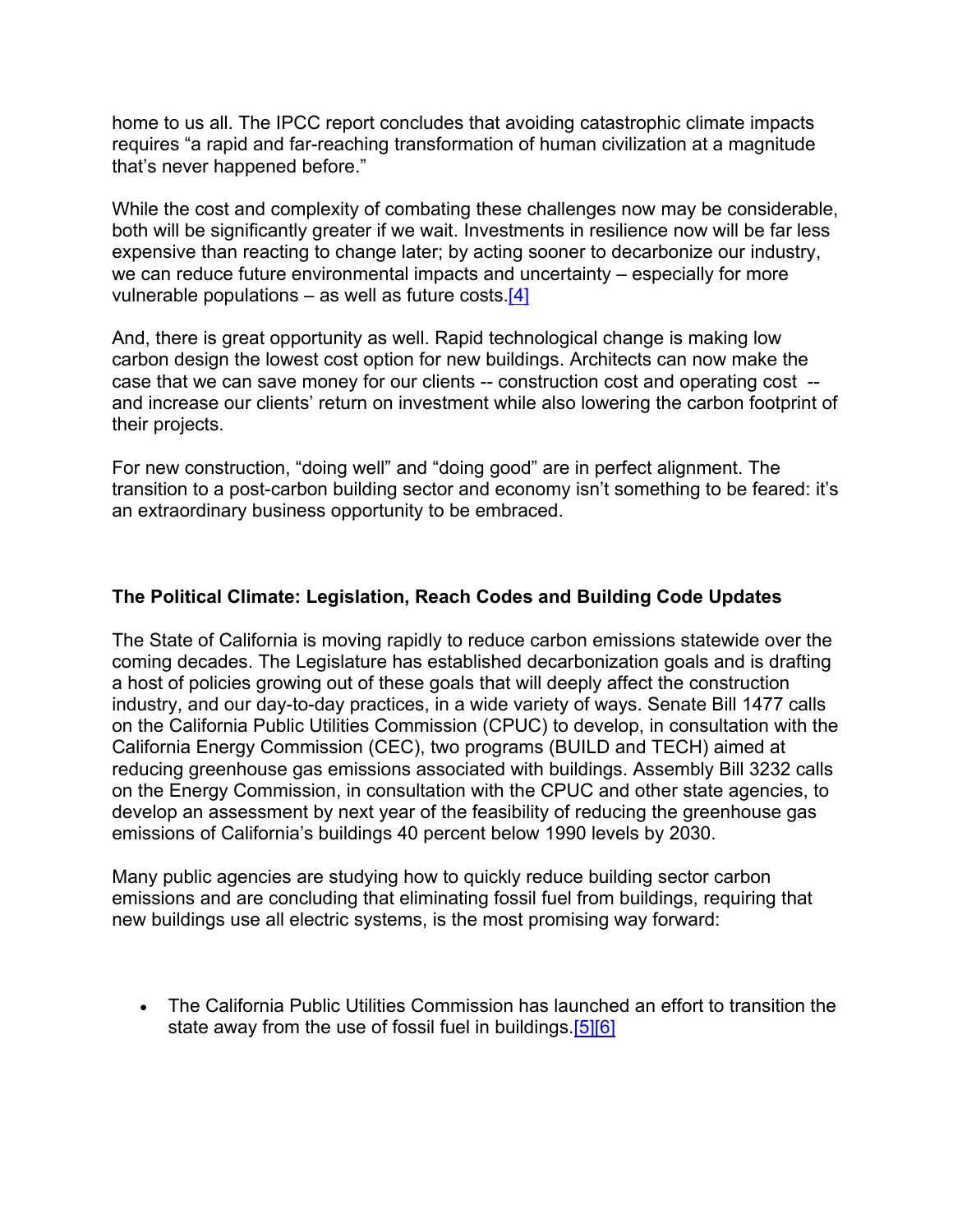home to us all. The IPCC report concludes that avoiding catastrophic climate impacts requires "a rapid and far-reaching transformation of human civilization at a magnitude that's never happened before."

While the cost and complexity of combating these challenges now may be considerable, both will be significantly greater if we wait. Investments in resilience now will be far less expensive than reacting to change later; by acting sooner to decarbonize our industry, we can reduce future environmental impacts and uncertainty – especially for more vulnerable populations – as well as future costs.[4]

And, there is great opportunity as well. Rapid technological change is making low carbon design the lowest cost option for new buildings. Architects can now make the case that we can save money for our clients -- construction cost and operating cost -- and increase our clients' return on investment while also lowering the carbon footprint of their projects.

For new construction, "doing well" and "doing good" are in perfect alignment. The transition to a post-carbon building sector and economy isn't something to be feared: it's an extraordinary business opportunity to be embraced.

**The Political Climate: Legislation, Reach Codes and Building Code Updates**

The State of California is moving rapidly to reduce carbon emissions statewide over the coming decades. The Legislature has established decarbonization goals and is drafting a host of policies growing out of these goals that will deeply affect the construction industry, and our day-to-day practices, in a wide variety of ways. Senate Bill 1477 calls on the California Public Utilities Commission (CPUC) to develop, in consultation with the California Energy Commission (CEC), two programs (BUILD and TECH) aimed at reducing greenhouse gas emissions associated with buildings. Assembly Bill 3232 calls on the Energy Commission, in consultation with the CPUC and other state agencies, to develop an assessment by next year of the feasibility of reducing the greenhouse gas emissions of California's buildings 40 percent below 1990 levels by 2030.

Many public agencies are studying how to quickly reduce building sector carbon emissions and are concluding that eliminating fossil fuel from buildings, requiring that new buildings use all electric systems, is the most promising way forward:

- The California Public Utilities Commission has launched an effort to transition the state away from the use of fossil fuel in buildings.[5][6]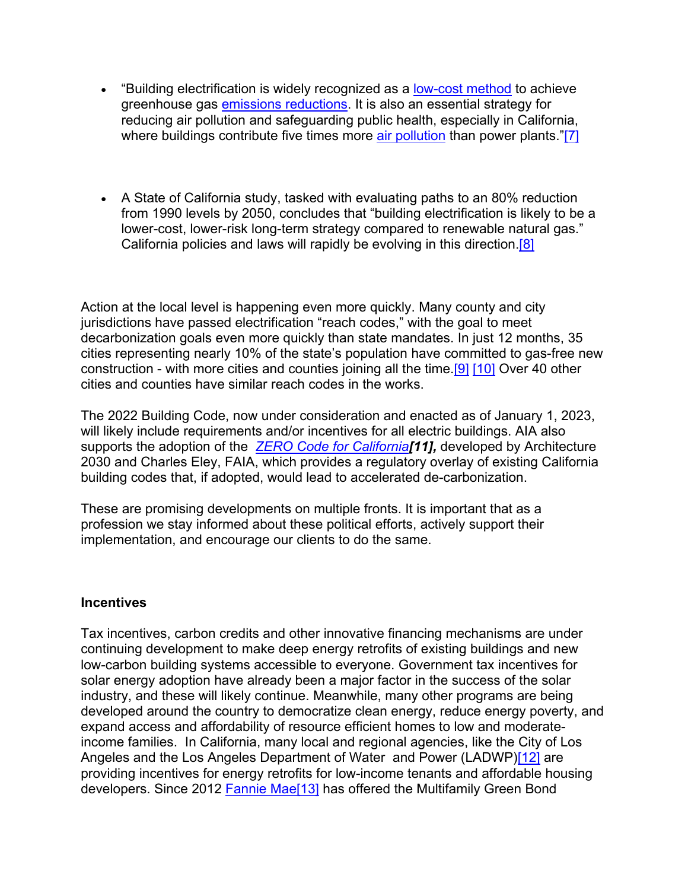- "Building electrification is widely recognized as a low-cost method to achieve greenhouse gas emissions reductions. It is also an essential strategy for reducing air pollution and safeguarding public health, especially in California, where buildings contribute five times more air pollution than power plants."[7]

- A State of California study, tasked with evaluating paths to an 80% reduction from 1990 levels by 2050, concludes that "building electrification is likely to be a lower-cost, lower-risk long-term strategy compared to renewable natural gas." California policies and laws will rapidly be evolving in this direction.[8]

Action at the local level is happening even more quickly. Many county and city jurisdictions have passed electrification "reach codes," with the goal to meet decarbonization goals even more quickly than state mandates. In just 12 months, 35 cities representing nearly 10% of the state's population have committed to gas-free new construction - with more cities and counties joining all the time.[9] [10] Over 40 other cities and counties have similar reach codes in the works.

The 2022 Building Code, now under consideration and enacted as of January 1, 2023, will likely include requirements and/or incentives for all electric buildings. AIA also supports the adoption of the ***ZERO Code for California[11],*** developed by Architecture 2030 and Charles Eley, FAIA, which provides a regulatory overlay of existing California building codes that, if adopted, would lead to accelerated de-carbonization.

These are promising developments on multiple fronts. It is important that as a profession we stay informed about these political efforts, actively support their implementation, and encourage our clients to do the same.

**Incentives**

Tax incentives, carbon credits and other innovative financing mechanisms are under continuing development to make deep energy retrofits of existing buildings and new low-carbon building systems accessible to everyone. Government tax incentives for solar energy adoption have already been a major factor in the success of the solar industry, and these will likely continue. Meanwhile, many other programs are being developed around the country to democratize clean energy, reduce energy poverty, and expand access and affordability of resource efficient homes to low and moderate-income families. In California, many local and regional agencies, like the City of Los Angeles and the Los Angeles Department of Water and Power (LADWP)[12] are providing incentives for energy retrofits for low-income tenants and affordable housing developers. Since 2012 Fannie Mae[13] has offered the Multifamily Green Bond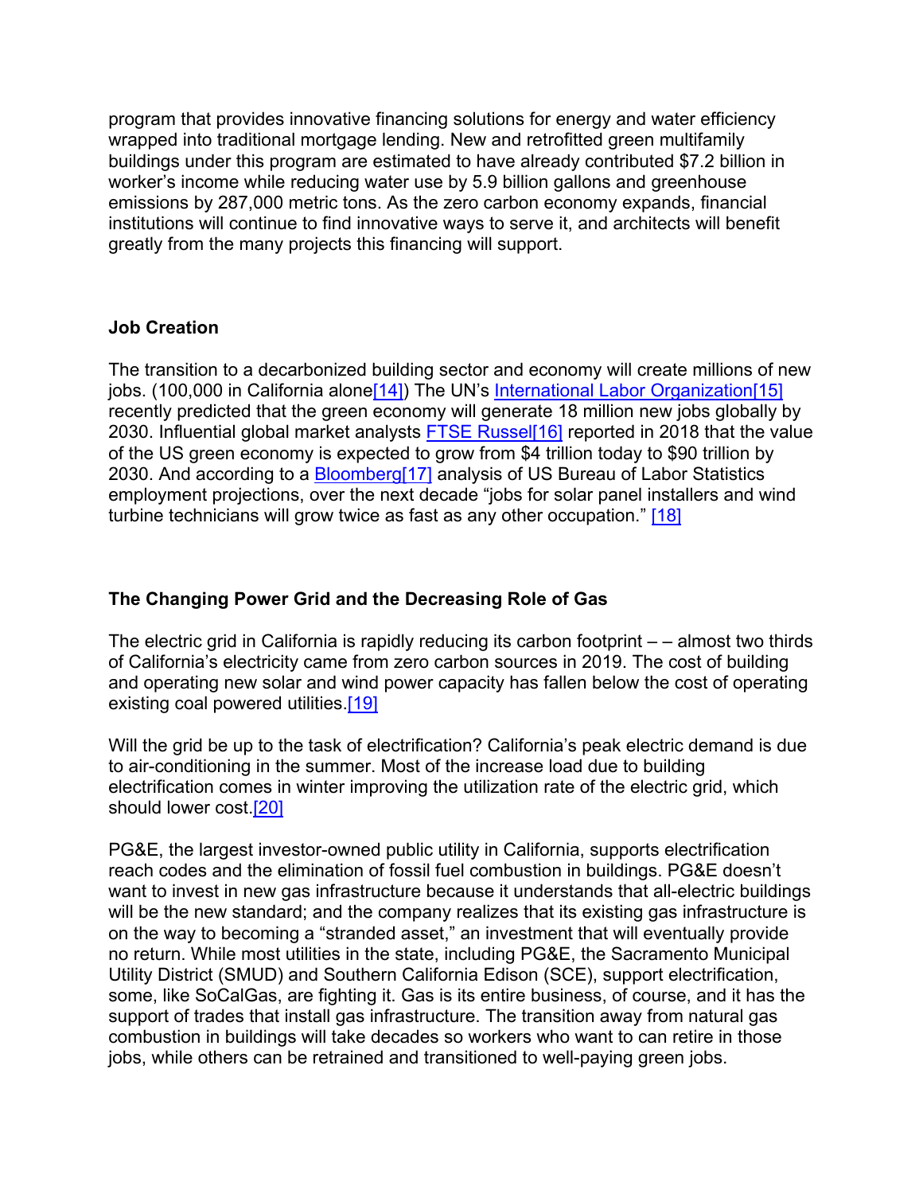program that provides innovative financing solutions for energy and water efficiency wrapped into traditional mortgage lending. New and retrofitted green multifamily buildings under this program are estimated to have already contributed $7.2 billion in worker's income while reducing water use by 5.9 billion gallons and greenhouse emissions by 287,000 metric tons. As the zero carbon economy expands, financial institutions will continue to find innovative ways to serve it, and architects will benefit greatly from the many projects this financing will support.

### Job Creation

The transition to a decarbonized building sector and economy will create millions of new jobs. (100,000 in California alone[14]) The UN's International Labor Organization[15] recently predicted that the green economy will generate 18 million new jobs globally by 2030. Influential global market analysts FTSE Russel[16] reported in 2018 that the value of the US green economy is expected to grow from $4 trillion today to $90 trillion by 2030. And according to a Bloomberg[17] analysis of US Bureau of Labor Statistics employment projections, over the next decade "jobs for solar panel installers and wind turbine technicians will grow twice as fast as any other occupation." [18]

### The Changing Power Grid and the Decreasing Role of Gas

The electric grid in California is rapidly reducing its carbon footprint – – almost two thirds of California's electricity came from zero carbon sources in 2019. The cost of building and operating new solar and wind power capacity has fallen below the cost of operating existing coal powered utilities.[19]

Will the grid be up to the task of electrification? California's peak electric demand is due to air-conditioning in the summer. Most of the increase load due to building electrification comes in winter improving the utilization rate of the electric grid, which should lower cost.[20]

PG&E, the largest investor-owned public utility in California, supports electrification reach codes and the elimination of fossil fuel combustion in buildings. PG&E doesn't want to invest in new gas infrastructure because it understands that all-electric buildings will be the new standard; and the company realizes that its existing gas infrastructure is on the way to becoming a "stranded asset," an investment that will eventually provide no return. While most utilities in the state, including PG&E, the Sacramento Municipal Utility District (SMUD) and Southern California Edison (SCE), support electrification, some, like SoCalGas, are fighting it. Gas is its entire business, of course, and it has the support of trades that install gas infrastructure. The transition away from natural gas combustion in buildings will take decades so workers who want to can retire in those jobs, while others can be retrained and transitioned to well-paying green jobs.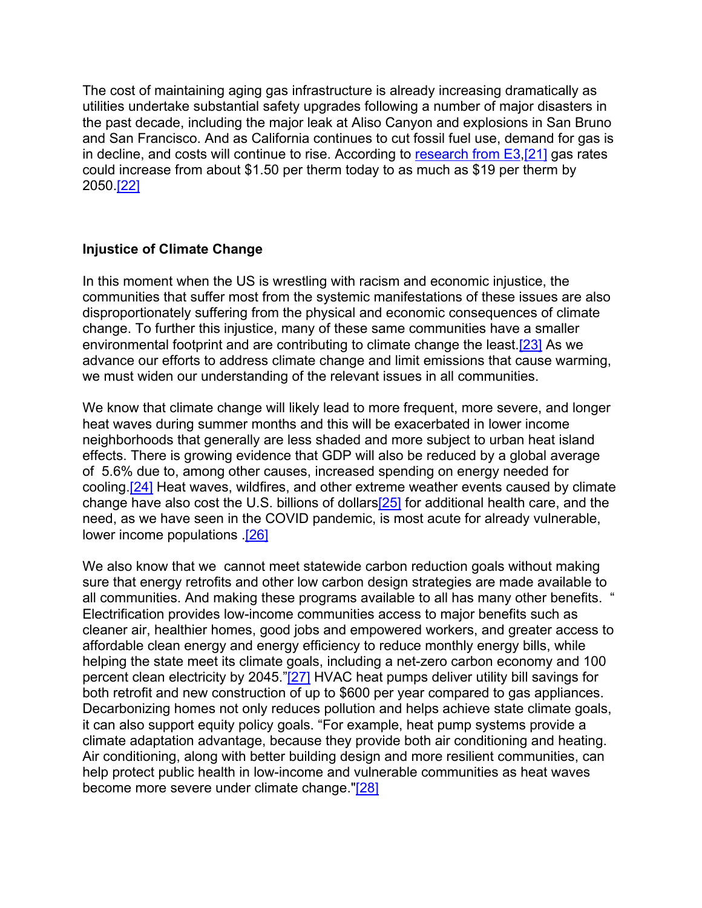The cost of maintaining aging gas infrastructure is already increasing dramatically as utilities undertake substantial safety upgrades following a number of major disasters in the past decade, including the major leak at Aliso Canyon and explosions in San Bruno and San Francisco. And as California continues to cut fossil fuel use, demand for gas is in decline, and costs will continue to rise. According to research from E3,[21] gas rates could increase from about $1.50 per therm today to as much as $19 per therm by 2050.[22]

**Injustice of Climate Change**

In this moment when the US is wrestling with racism and economic injustice, the communities that suffer most from the systemic manifestations of these issues are also disproportionately suffering from the physical and economic consequences of climate change. To further this injustice, many of these same communities have a smaller environmental footprint and are contributing to climate change the least.[23] As we advance our efforts to address climate change and limit emissions that cause warming, we must widen our understanding of the relevant issues in all communities.

We know that climate change will likely lead to more frequent, more severe, and longer heat waves during summer months and this will be exacerbated in lower income neighborhoods that generally are less shaded and more subject to urban heat island effects. There is growing evidence that GDP will also be reduced by a global average of 5.6% due to, among other causes, increased spending on energy needed for cooling.[24] Heat waves, wildfires, and other extreme weather events caused by climate change have also cost the U.S. billions of dollars[25] for additional health care, and the need, as we have seen in the COVID pandemic, is most acute for already vulnerable, lower income populations .[26]

We also know that we cannot meet statewide carbon reduction goals without making sure that energy retrofits and other low carbon design strategies are made available to all communities. And making these programs available to all has many other benefits. " Electrification provides low-income communities access to major benefits such as cleaner air, healthier homes, good jobs and empowered workers, and greater access to affordable clean energy and energy efficiency to reduce monthly energy bills, while helping the state meet its climate goals, including a net-zero carbon economy and 100 percent clean electricity by 2045."[27] HVAC heat pumps deliver utility bill savings for both retrofit and new construction of up to $600 per year compared to gas appliances. Decarbonizing homes not only reduces pollution and helps achieve state climate goals, it can also support equity policy goals. "For example, heat pump systems provide a climate adaptation advantage, because they provide both air conditioning and heating. Air conditioning, along with better building design and more resilient communities, can help protect public health in low-income and vulnerable communities as heat waves become more severe under climate change."[28]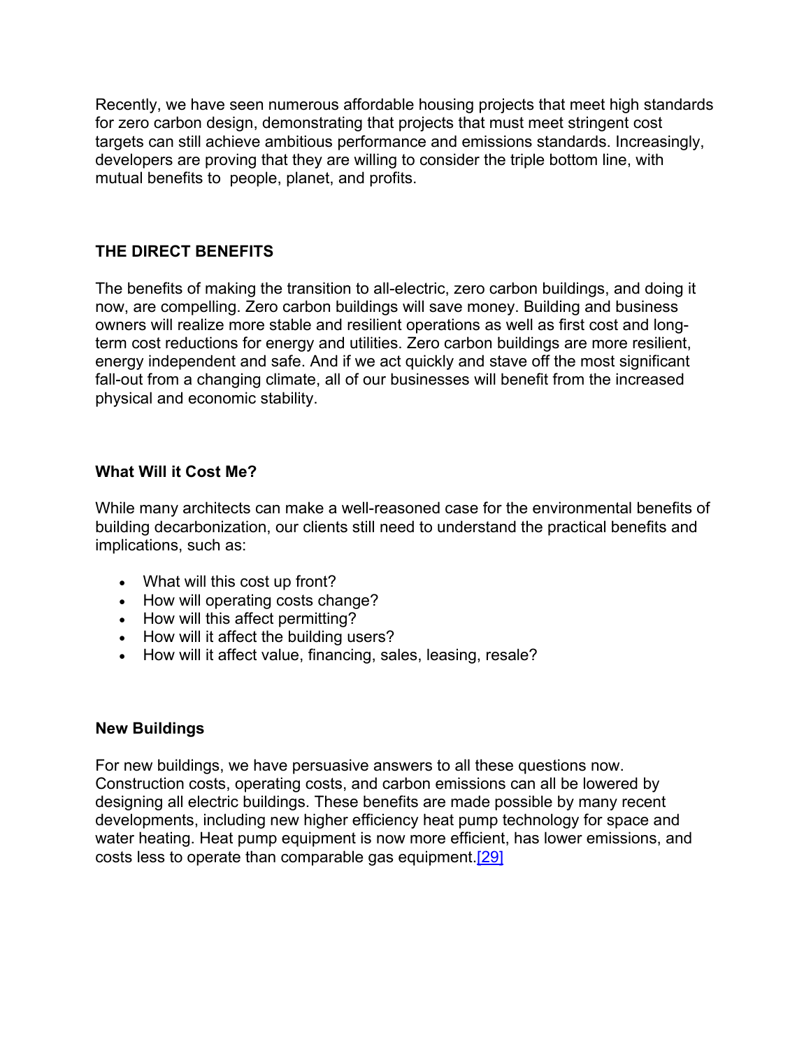Recently, we have seen numerous affordable housing projects that meet high standards for zero carbon design, demonstrating that projects that must meet stringent cost targets can still achieve ambitious performance and emissions standards. Increasingly, developers are proving that they are willing to consider the triple bottom line, with mutual benefits to people, planet, and profits.

## THE DIRECT BENEFITS

The benefits of making the transition to all-electric, zero carbon buildings, and doing it now, are compelling. Zero carbon buildings will save money. Building and business owners will realize more stable and resilient operations as well as first cost and long-term cost reductions for energy and utilities. Zero carbon buildings are more resilient, energy independent and safe. And if we act quickly and stave off the most significant fall-out from a changing climate, all of our businesses will benefit from the increased physical and economic stability.

### What Will it Cost Me?

While many architects can make a well-reasoned case for the environmental benefits of building decarbonization, our clients still need to understand the practical benefits and implications, such as:

- What will this cost up front?
- How will operating costs change?
- How will this affect permitting?
- How will it affect the building users?
- How will it affect value, financing, sales, leasing, resale?

### New Buildings

For new buildings, we have persuasive answers to all these questions now. Construction costs, operating costs, and carbon emissions can all be lowered by designing all electric buildings. These benefits are made possible by many recent developments, including new higher efficiency heat pump technology for space and water heating. Heat pump equipment is now more efficient, has lower emissions, and costs less to operate than comparable gas equipment.[29]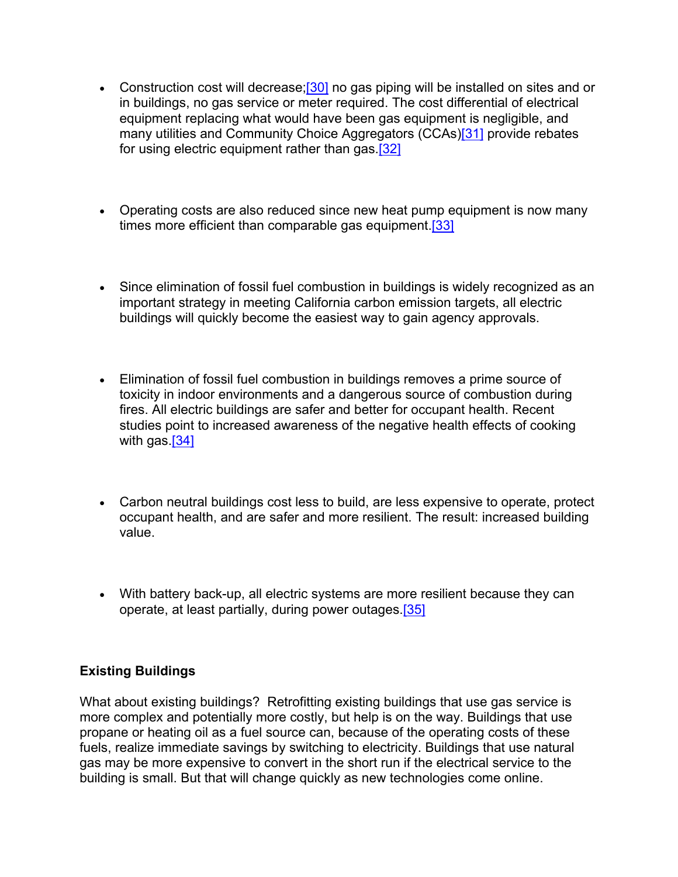- Construction cost will decrease;[30] no gas piping will be installed on sites and or in buildings, no gas service or meter required. The cost differential of electrical equipment replacing what would have been gas equipment is negligible, and many utilities and Community Choice Aggregators (CCAs)[31] provide rebates for using electric equipment rather than gas.[32]

- Operating costs are also reduced since new heat pump equipment is now many times more efficient than comparable gas equipment.[33]

- Since elimination of fossil fuel combustion in buildings is widely recognized as an important strategy in meeting California carbon emission targets, all electric buildings will quickly become the easiest way to gain agency approvals.

- Elimination of fossil fuel combustion in buildings removes a prime source of toxicity in indoor environments and a dangerous source of combustion during fires. All electric buildings are safer and better for occupant health. Recent studies point to increased awareness of the negative health effects of cooking with gas.[34]

- Carbon neutral buildings cost less to build, are less expensive to operate, protect occupant health, and are safer and more resilient. The result: increased building value.

- With battery back-up, all electric systems are more resilient because they can operate, at least partially, during power outages.[35]

**Existing Buildings**

What about existing buildings? Retrofitting existing buildings that use gas service is more complex and potentially more costly, but help is on the way. Buildings that use propane or heating oil as a fuel source can, because of the operating costs of these fuels, realize immediate savings by switching to electricity. Buildings that use natural gas may be more expensive to convert in the short run if the electrical service to the building is small. But that will change quickly as new technologies come online.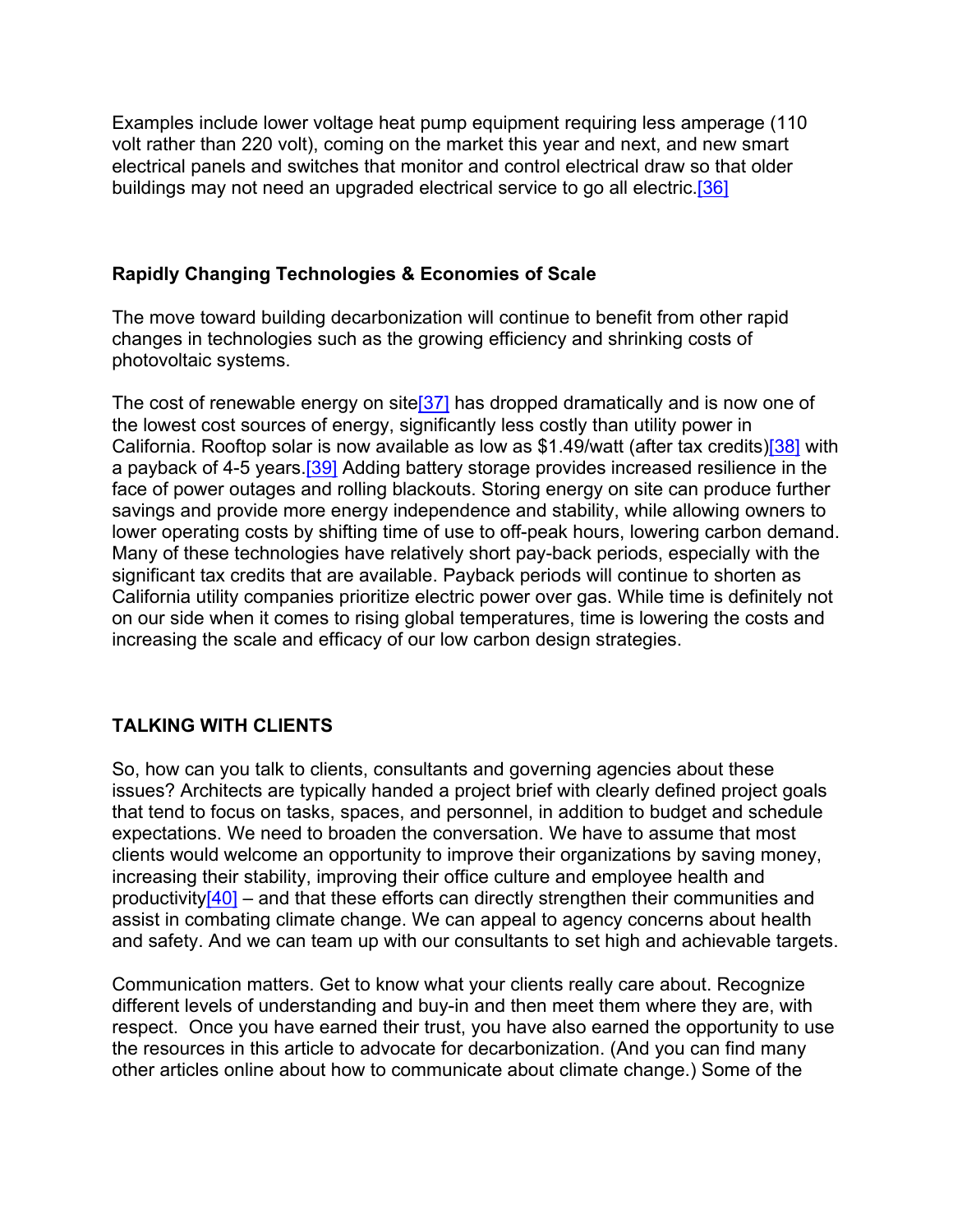Examples include lower voltage heat pump equipment requiring less amperage (110 volt rather than 220 volt), coming on the market this year and next, and new smart electrical panels and switches that monitor and control electrical draw so that older buildings may not need an upgraded electrical service to go all electric.[36]

### Rapidly Changing Technologies & Economies of Scale

The move toward building decarbonization will continue to benefit from other rapid changes in technologies such as the growing efficiency and shrinking costs of photovoltaic systems.

The cost of renewable energy on site[37] has dropped dramatically and is now one of the lowest cost sources of energy, significantly less costly than utility power in California. Rooftop solar is now available as low as $1.49/watt (after tax credits)[38] with a payback of 4-5 years.[39] Adding battery storage provides increased resilience in the face of power outages and rolling blackouts. Storing energy on site can produce further savings and provide more energy independence and stability, while allowing owners to lower operating costs by shifting time of use to off-peak hours, lowering carbon demand. Many of these technologies have relatively short pay-back periods, especially with the significant tax credits that are available. Payback periods will continue to shorten as California utility companies prioritize electric power over gas. While time is definitely not on our side when it comes to rising global temperatures, time is lowering the costs and increasing the scale and efficacy of our low carbon design strategies.

## TALKING WITH CLIENTS

So, how can you talk to clients, consultants and governing agencies about these issues? Architects are typically handed a project brief with clearly defined project goals that tend to focus on tasks, spaces, and personnel, in addition to budget and schedule expectations. We need to broaden the conversation. We have to assume that most clients would welcome an opportunity to improve their organizations by saving money, increasing their stability, improving their office culture and employee health and productivity[40] – and that these efforts can directly strengthen their communities and assist in combating climate change. We can appeal to agency concerns about health and safety. And we can team up with our consultants to set high and achievable targets.

Communication matters. Get to know what your clients really care about. Recognize different levels of understanding and buy-in and then meet them where they are, with respect. Once you have earned their trust, you have also earned the opportunity to use the resources in this article to advocate for decarbonization. (And you can find many other articles online about how to communicate about climate change.) Some of the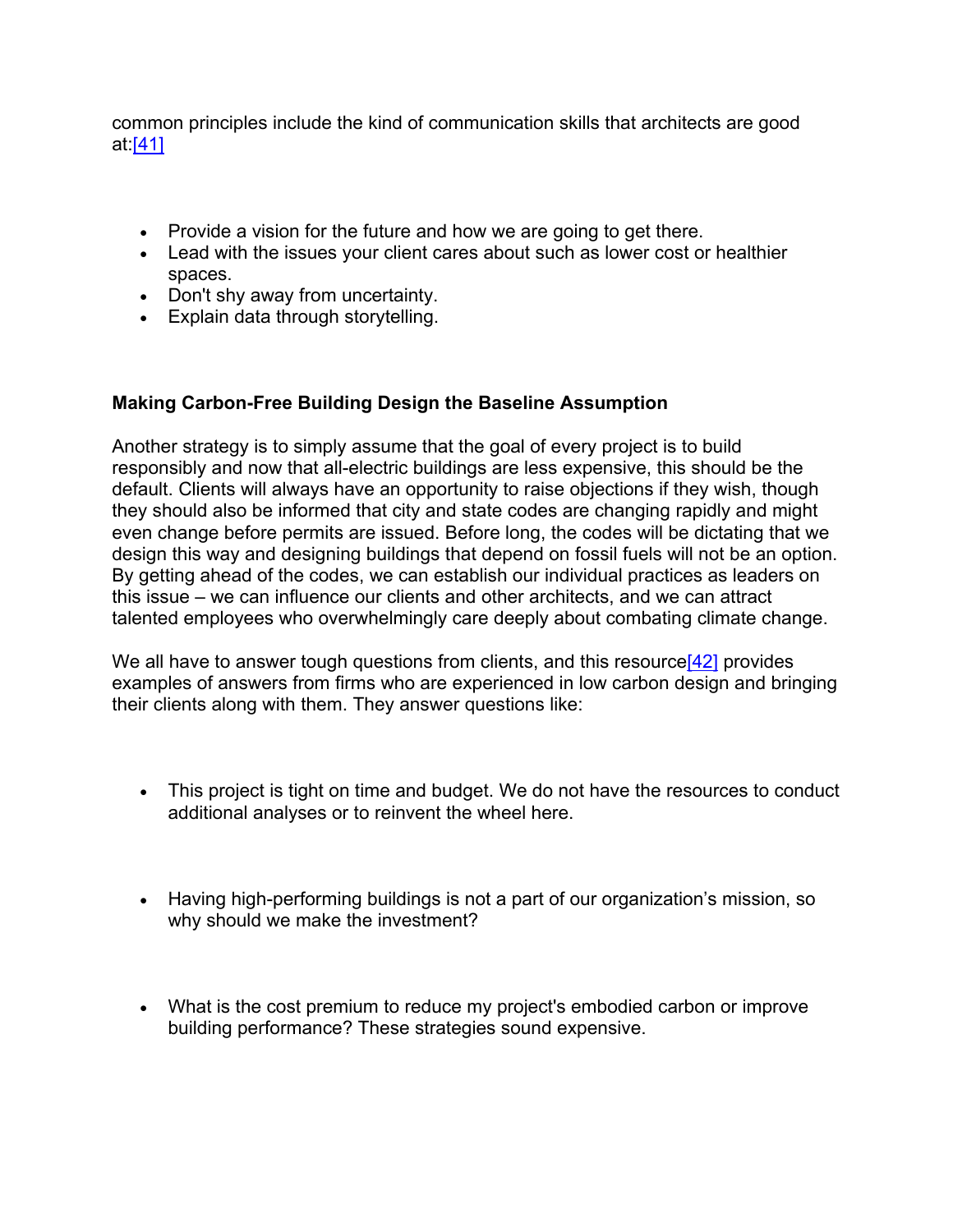common principles include the kind of communication skills that architects are good at:[41]

- Provide a vision for the future and how we are going to get there.
- Lead with the issues your client cares about such as lower cost or healthier spaces.
- Don't shy away from uncertainty.
- Explain data through storytelling.

**Making Carbon-Free Building Design the Baseline Assumption**

Another strategy is to simply assume that the goal of every project is to build responsibly and now that all-electric buildings are less expensive, this should be the default. Clients will always have an opportunity to raise objections if they wish, though they should also be informed that city and state codes are changing rapidly and might even change before permits are issued. Before long, the codes will be dictating that we design this way and designing buildings that depend on fossil fuels will not be an option. By getting ahead of the codes, we can establish our individual practices as leaders on this issue – we can influence our clients and other architects, and we can attract talented employees who overwhelmingly care deeply about combating climate change.

We all have to answer tough questions from clients, and this resource[42] provides examples of answers from firms who are experienced in low carbon design and bringing their clients along with them. They answer questions like:

- This project is tight on time and budget. We do not have the resources to conduct additional analyses or to reinvent the wheel here.

- Having high-performing buildings is not a part of our organization's mission, so why should we make the investment?

- What is the cost premium to reduce my project's embodied carbon or improve building performance? These strategies sound expensive.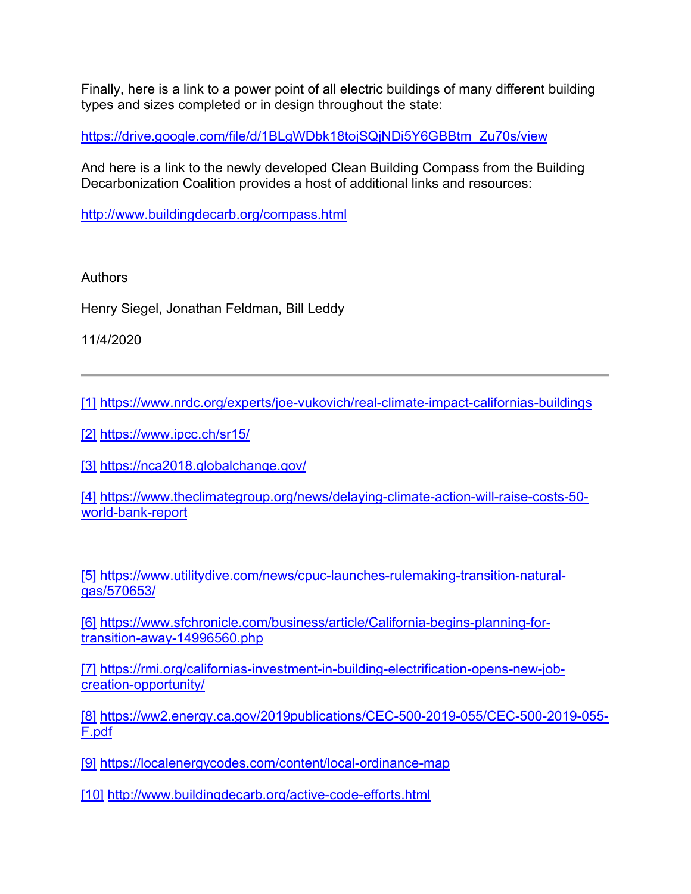Finally, here is a link to a power point of all electric buildings of many different building types and sizes completed or in design throughout the state:

https://drive.google.com/file/d/1BLgWDbk18tojSQjNDi5Y6GBBtm_Zu70s/view

And here is a link to the newly developed Clean Building Compass from the Building Decarbonization Coalition provides a host of additional links and resources:

http://www.buildingdecarb.org/compass.html

Authors

Henry Siegel, Jonathan Feldman, Bill Leddy

11/4/2020

---

[1] https://www.nrdc.org/experts/joe-vukovich/real-climate-impact-californias-buildings

[2] https://www.ipcc.ch/sr15/

[3] https://nca2018.globalchange.gov/

[4] https://www.theclimategroup.org/news/delaying-climate-action-will-raise-costs-50-world-bank-report

[5] https://www.utilitydive.com/news/cpuc-launches-rulemaking-transition-natural-gas/570653/

[6] https://www.sfchronicle.com/business/article/California-begins-planning-for-transition-away-14996560.php

[7] https://rmi.org/californias-investment-in-building-electrification-opens-new-job-creation-opportunity/

[8] https://ww2.energy.ca.gov/2019publications/CEC-500-2019-055/CEC-500-2019-055-F.pdf

[9] https://localenergycodes.com/content/local-ordinance-map

[10] http://www.buildingdecarb.org/active-code-efforts.html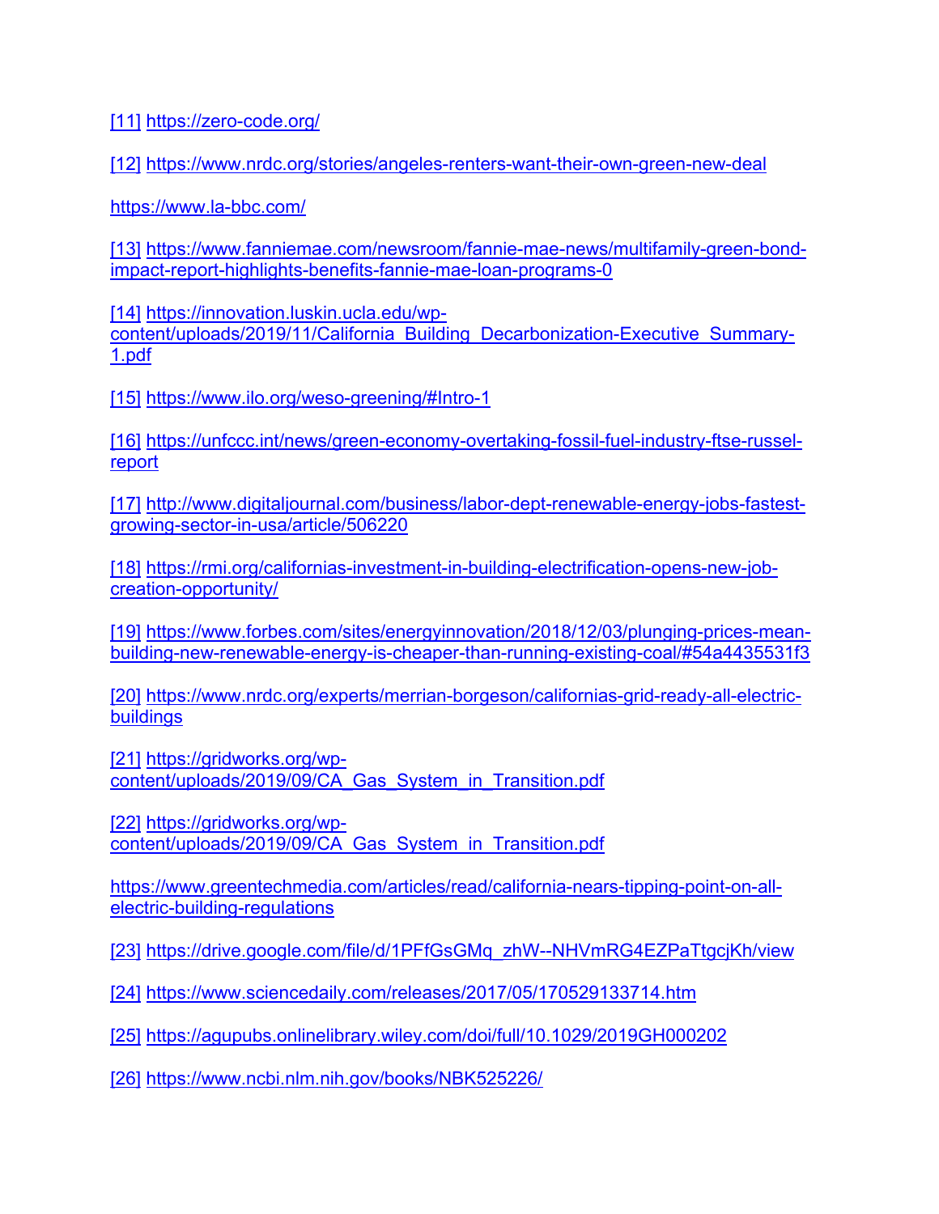[11] https://zero-code.org/

[12] https://www.nrdc.org/stories/angeles-renters-want-their-own-green-new-deal

https://www.la-bbc.com/

[13] https://www.fanniemae.com/newsroom/fannie-mae-news/multifamily-green-bond-impact-report-highlights-benefits-fannie-mae-loan-programs-0

[14] https://innovation.luskin.ucla.edu/wp-content/uploads/2019/11/California_Building_Decarbonization-Executive_Summary-1.pdf

[15] https://www.ilo.org/weso-greening/#Intro-1

[16] https://unfccc.int/news/green-economy-overtaking-fossil-fuel-industry-ftse-russel-report

[17] http://www.digitaljournal.com/business/labor-dept-renewable-energy-jobs-fastest-growing-sector-in-usa/article/506220

[18] https://rmi.org/californias-investment-in-building-electrification-opens-new-job-creation-opportunity/

[19] https://www.forbes.com/sites/energyinnovation/2018/12/03/plunging-prices-mean-building-new-renewable-energy-is-cheaper-than-running-existing-coal/#54a4435531f3

[20] https://www.nrdc.org/experts/merrian-borgeson/californias-grid-ready-all-electric-buildings

[21] https://gridworks.org/wp-content/uploads/2019/09/CA_Gas_System_in_Transition.pdf

[22] https://gridworks.org/wp-content/uploads/2019/09/CA_Gas_System_in_Transition.pdf

https://www.greentechmedia.com/articles/read/california-nears-tipping-point-on-all-electric-building-regulations

[23] https://drive.google.com/file/d/1PFfGsGMq_zhW--NHVmRG4EZPaTtgcjKh/view

[24] https://www.sciencedaily.com/releases/2017/05/170529133714.htm

[25] https://agupubs.onlinelibrary.wiley.com/doi/full/10.1029/2019GH000202

[26] https://www.ncbi.nlm.nih.gov/books/NBK525226/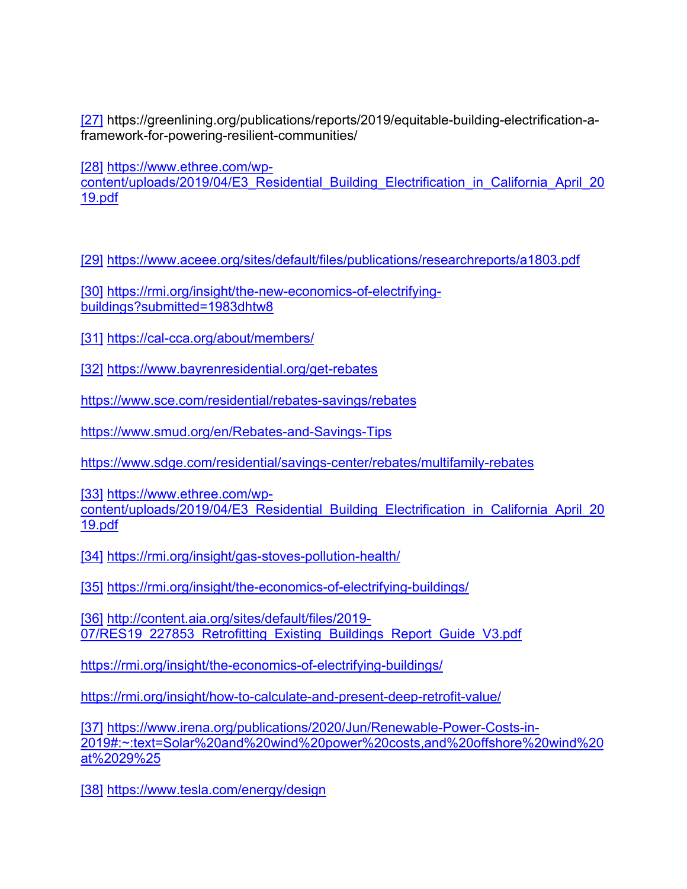[27] https://greenlining.org/publications/reports/2019/equitable-building-electrification-a-framework-for-powering-resilient-communities/

[28] https://www.ethree.com/wp-content/uploads/2019/04/E3_Residential_Building_Electrification_in_California_April_2019.pdf

[29] https://www.aceee.org/sites/default/files/publications/researchreports/a1803.pdf

[30] https://rmi.org/insight/the-new-economics-of-electrifying-buildings?submitted=1983dhtw8

[31] https://cal-cca.org/about/members/

[32] https://www.bayrenresidential.org/get-rebates

https://www.sce.com/residential/rebates-savings/rebates

https://www.smud.org/en/Rebates-and-Savings-Tips

https://www.sdge.com/residential/savings-center/rebates/multifamily-rebates

[33] https://www.ethree.com/wp-content/uploads/2019/04/E3_Residential_Building_Electrification_in_California_April_2019.pdf

[34] https://rmi.org/insight/gas-stoves-pollution-health/

[35] https://rmi.org/insight/the-economics-of-electrifying-buildings/

[36] http://content.aia.org/sites/default/files/2019-07/RES19_227853_Retrofitting_Existing_Buildings_Report_Guide_V3.pdf

https://rmi.org/insight/the-economics-of-electrifying-buildings/

https://rmi.org/insight/how-to-calculate-and-present-deep-retrofit-value/

[37] https://www.irena.org/publications/2020/Jun/Renewable-Power-Costs-in-2019#:~:text=Solar%20and%20wind%20power%20costs,and%20offshore%20wind%20at%2029%25

[38] https://www.tesla.com/energy/design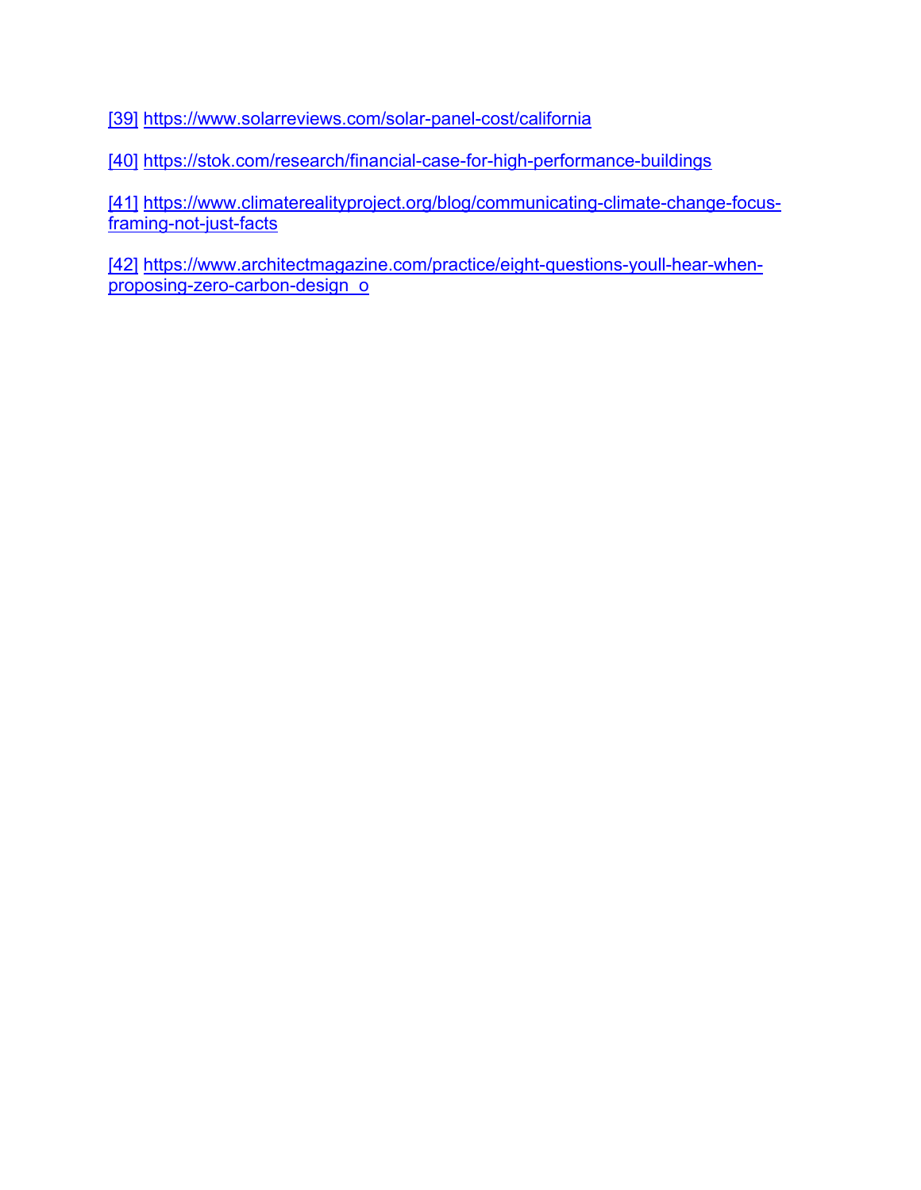[39] https://www.solarreviews.com/solar-panel-cost/california

[40] https://stok.com/research/financial-case-for-high-performance-buildings

[41] https://www.climaterealityproject.org/blog/communicating-climate-change-focus-framing-not-just-facts

[42] https://www.architectmagazine.com/practice/eight-questions-youll-hear-when-proposing-zero-carbon-design_o